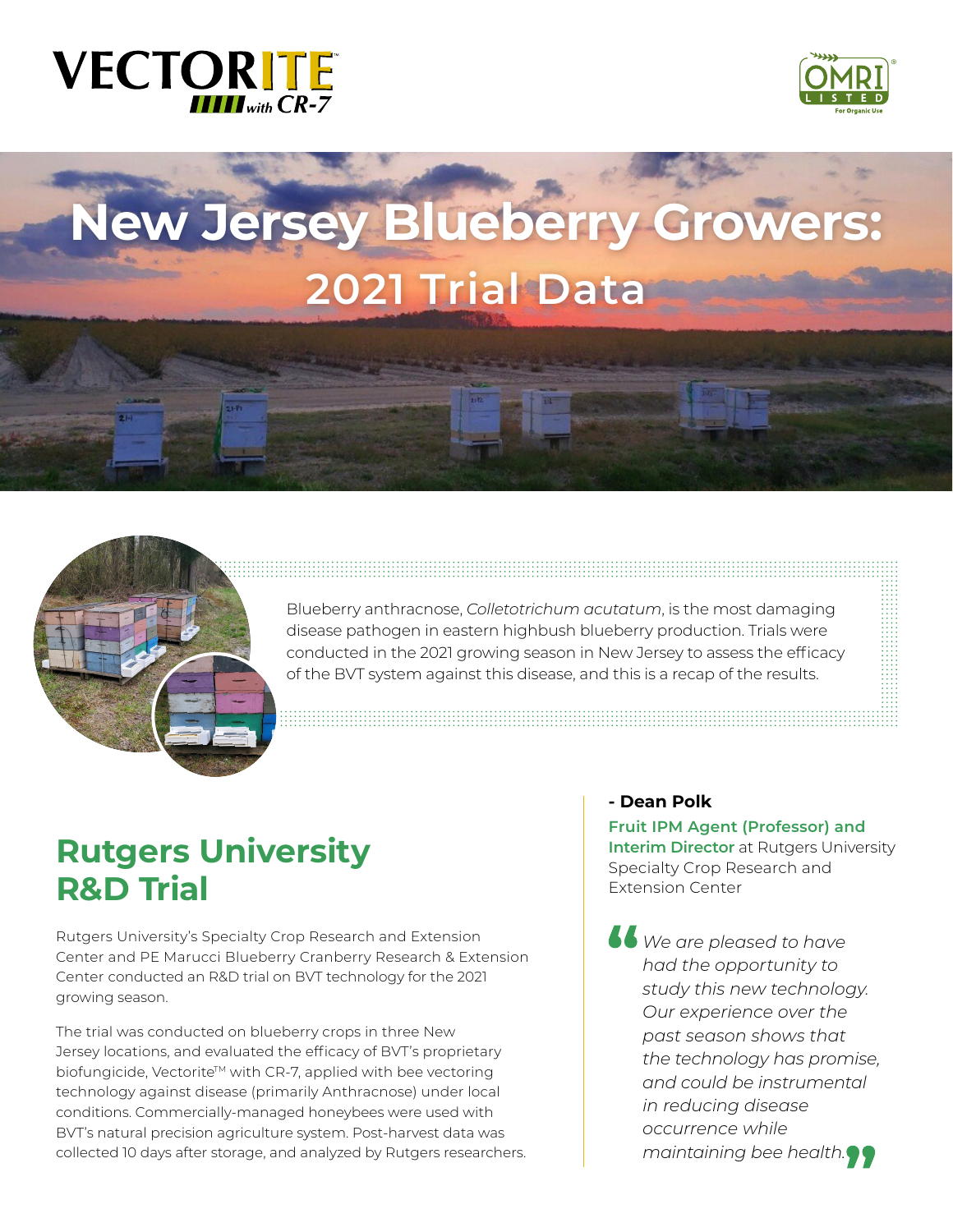# New Jersey Blueberry Growers: 2021 Trial Data

Blueberry anthracnose, *Colletotrichum acutatum*, is the most damaging disease pathogen in eastern highbush blueberry production. Trials were conducted in the 2021 growing season in New Jersey to assess the efficacy of the BVT system against this disease, and this is a recap of the results.

## Rutgers University R&D Trial

Rutgers University's Specialty Crop Research and Extension Center and PE Marucci Blueberry Cranberry Research & Extension Center conducted an R&D trial on BVT technology for the 2021 growing season.

The trial was conducted on blueberry crops in three New Jersey locations, and evaluated the efficacy of BVT's proprietary biofungicide, Vectorite™ with CR-7, applied with bee vectoring technology against disease (primarily Anthracnose) under local conditions. Commercially-managed honeybees were used with BVT's natural precision agriculture system. Post-harvest data was collected 10 days after storage, and analyzed by Rutgers researchers.

**- Dean Polk**

**Fruit IPM Agent (Professor) and Interim Director** at Rutgers University Specialty Crop Research and Extension Center

> *"We are pleased to have had the opportunity to study this new technology. Our experience over the past season shows that the technology has promise, and could be instrumental in reducing disease occurrence while maintaining bee health."*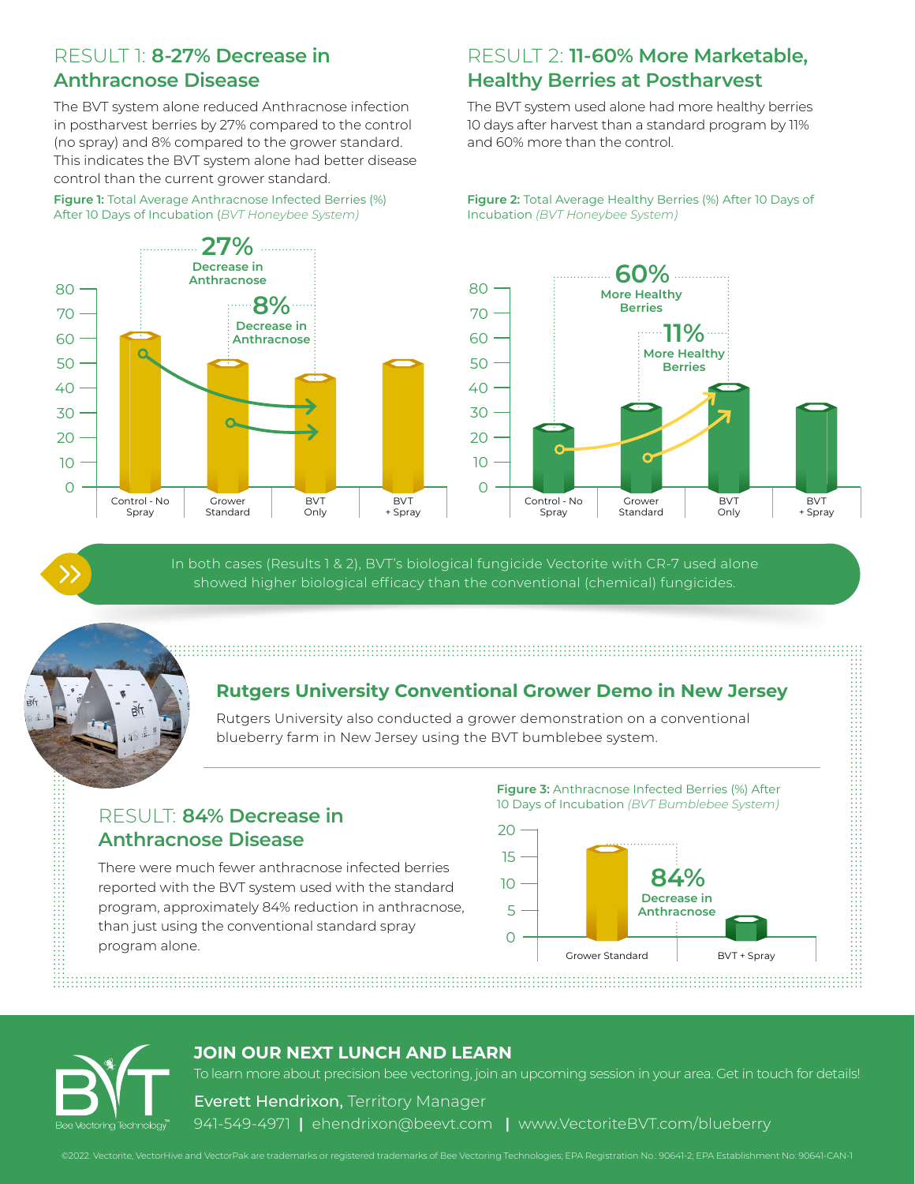## RESULT 1: **8-27% Decrease in Anthracnose Disease**

The BVT system alone reduced Anthracnose infection in postharvest berries by 27% compared to the control (no spray) and 8% compared to the grower standard. This indicates the BVT system alone had better disease control than the current grower standard.

**Figure 1:** Total Average Anthracnose Infected Berries (%) After 10 Days of Incubation (*BVT Honeybee System*)

27%
Decrease in Anthracnose
8%
Decrease in Anthracnose
0
10
20
30
40
50
60
70
80
Control - No Spray
Grower Standard
BVT Only
BVT + Spray

## RESULT 2: **11-60% More Marketable, Healthy Berries at Postharvest**

The BVT system used alone had more healthy berries 10 days after harvest than a standard program by 11% and 60% more than the control.

**Figure 2:** Total Average Healthy Berries (%) After 10 Days of Incubation *(BVT Honeybee System)*

60%
More Healthy Berries
11%
More Healthy Berries
0
10
20
30
40
50
60
70
80
Control - No Spray
Grower Standard
BVT Only
BVT + Spray

In both cases (Results 1 & 2), BVT's biological fungicide Vectorite with CR-7 used alone showed higher biological efficacy than the conventional (chemical) fungicides.

## Rutgers University Conventional Grower Demo in New Jersey

Rutgers University also conducted a grower demonstration on a conventional blueberry farm in New Jersey using the BVT bumblebee system.

## RESULT: **84% Decrease in Anthracnose Disease**

There were much fewer anthracnose infected berries reported with the BVT system used with the standard program, approximately 84% reduction in anthracnose, than just using the conventional standard spray program alone.

**Figure 3:** Anthracnose Infected Berries (%) After 10 Days of Incubation *(BVT Bumblebee System)*

84%
Decrease in Anthracnose
0
5
10
15
20
Grower Standard
BVT + Spray

### JOIN OUR NEXT LUNCH AND LEARN

To learn more about precision bee vectoring, join an upcoming session in your area. Get in touch for details!

**Everett Hendrixon,** Territory Manager

941-549-4971 | ehendrixon@beevt.com | www.VectoriteBVT.com/blueberry

BVT Bee Vectoring Technology™

©2022. Vectorite, VectorHive and VectorPak are trademarks or registered trademarks of Bee Vectoring Technologies; EPA Registration No.: 90641-2; EPA Establishment No: 90641-CAN-1